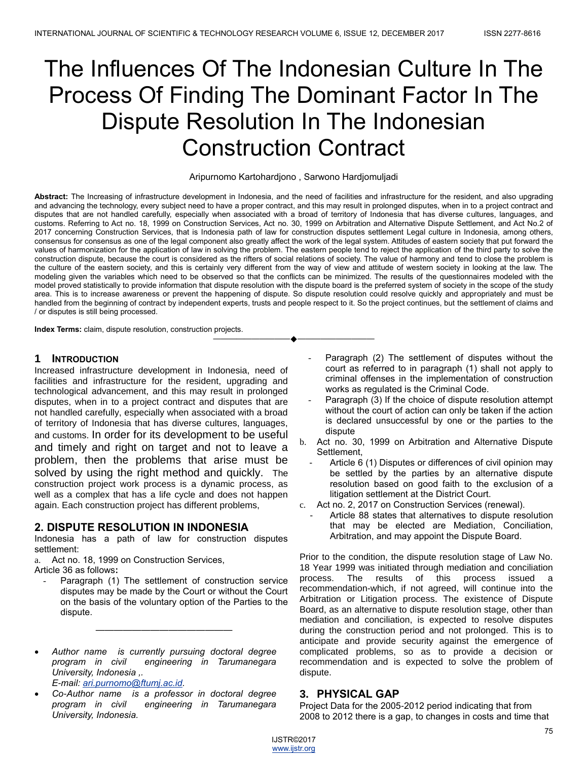# The Influences Of The Indonesian Culture In The Process Of Finding The Dominant Factor In The Dispute Resolution In The Indonesian Construction Contract

Aripurnomo Kartohardjono , Sarwono Hardjomuljadi

**Abstract:** The Increasing of infrastructure development in Indonesia, and the need of facilities and infrastructure for the resident, and also upgrading and advancing the technology, every subject need to have a proper contract, and this may result in prolonged disputes, when in to a project contract and disputes that are not handled carefully, especially when associated with a broad of territory of Indonesia that has diverse cultures, languages, and customs. Referring to Act no. 18, 1999 on Construction Services, Act no. 30, 1999 on Arbitration and Alternative Dispute Settlement, and Act No.2 of 2017 concerning Construction Services, that is Indonesia path of law for construction disputes settlement Legal culture in Indonesia, among others, consensus for consensus as one of the legal component also greatly affect the work of the legal system. Attitudes of eastern society that put forward the values of harmonization for the application of law in solving the problem. The eastern people tend to reject the application of the third party to solve the construction dispute, because the court is considered as the rifters of social relations of society. The value of harmony and tend to close the problem is the culture of the eastern society, and this is certainly very different from the way of view and attitude of western society in looking at the law. The modeling given the variables which need to be observed so that the conflicts can be minimized. The results of the questionnaires modeled with the model proved statistically to provide information that dispute resolution with the dispute board is the preferred system of society in the scope of the study area. This is to increase awareness or prevent the happening of dispute. So dispute resolution could resolve quickly and appropriately and must be handled from the beginning of contract by independent experts, trusts and people respect to it. So the project continues, but the settlement of claims and / or disputes is still being processed.

**Index Terms:** claim, dispute resolution, construction projects.

---

## 1 INTRODUCTION

Increased infrastructure development in Indonesia, need of facilities and infrastructure for the resident, upgrading and technological advancement, and this may result in prolonged disputes, when in to a project contract and disputes that are not handled carefully, especially when associated with a broad of territory of Indonesia that has diverse cultures, languages, and customs. In order for its development to be useful and timely and right on target and not to leave a problem, then the problems that arise must be solved by using the right method and quickly. The construction project work process is a dynamic process, as well as a complex that has a life cycle and does not happen again. Each construction project has different problems,

## 2. DISPUTE RESOLUTION IN INDONESIA

Indonesia has a path of law for construction disputes settlement:

a. Act no. 18, 1999 on Construction Services,

Article 36 as follows**:**

- Paragraph (1) The settlement of construction service disputes may be made by the Court or without the Court on the basis of the voluntary option of the Parties to the dispute.
- Paragraph (2) The settlement of disputes without the court as referred to in paragraph (1) shall not apply to criminal offenses in the implementation of construction works as regulated is the Criminal Code.
- Paragraph (3) If the choice of dispute resolution attempt without the court of action can only be taken if the action is declared unsuccessful by one or the parties to the dispute

b. Act no. 30, 1999 on Arbitration and Alternative Dispute Settlement,

- Article 6 (1) Disputes or differences of civil opinion may be settled by the parties by an alternative dispute resolution based on good faith to the exclusion of a litigation settlement at the District Court.

c. Act no. 2, 2017 on Construction Services (renewal).

- Article 88 states that alternatives to dispute resolution that may be elected are Mediation, Conciliation, Arbitration, and may appoint the Dispute Board.

Prior to the condition, the dispute resolution stage of Law No. 18 Year 1999 was initiated through mediation and conciliation process. The results of this process issued a recommendation-which, if not agreed, will continue into the Arbitration or Litigation process. The existence of Dispute Board, as an alternative to dispute resolution stage, other than mediation and conciliation, is expected to resolve disputes during the construction period and not prolonged. This is to anticipate and provide security against the emergence of complicated problems, so as to provide a decision or recommendation and is expected to solve the problem of dispute.

## 3. PHYSICAL GAP

Project Data for the 2005-2012 period indicating that from 2008 to 2012 there is a gap, to changes in costs and time that

---

- *Author name is currently pursuing doctoral degree program in civil engineering in Tarumanegara University, Indonesia ,. E-mail: ari.purnomo@ftumj.ac.id.*
- *Co-Author name is a professor in doctoral degree program in civil engineering in Tarumanegara University, Indonesia.*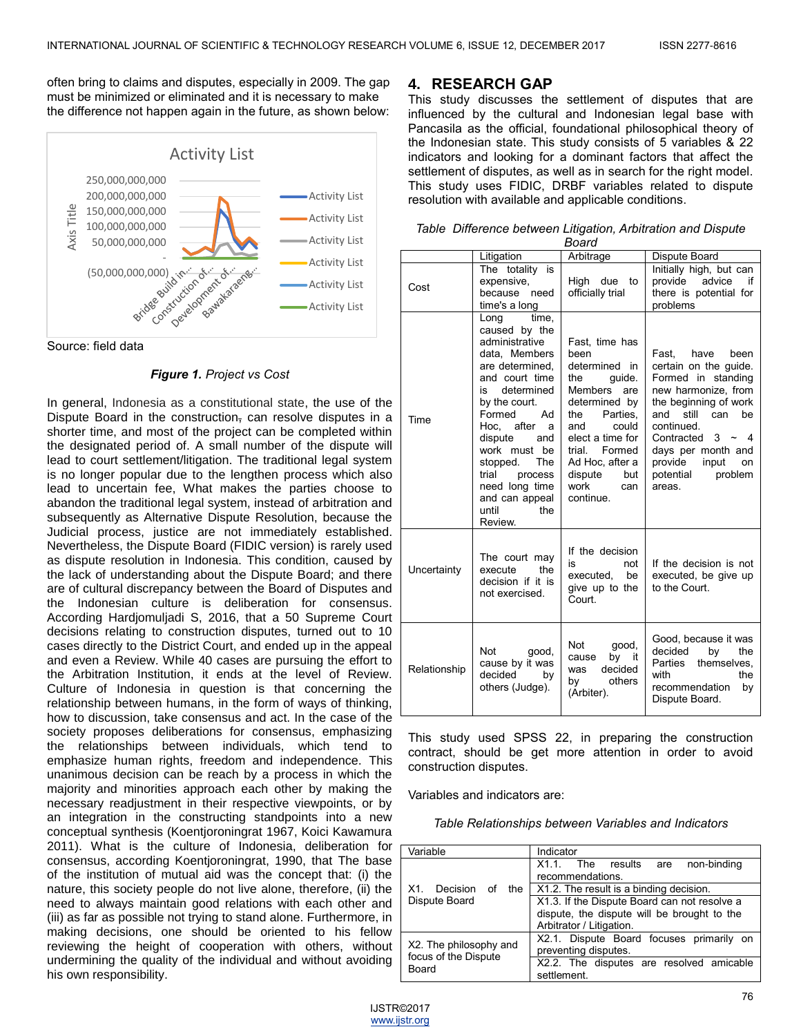often bring to claims and disputes, especially in 2009. The gap must be minimized or eliminated and it is necessary to make the difference not happen again in the future, as shown below:

Source: field data

***Figure 1.*** *Project vs Cost*

In general, Indonesia as a constitutional state, the use of the Dispute Board in the construction, can resolve disputes in a shorter time, and most of the project can be completed within the designated period of. A small number of the dispute will lead to court settlement/litigation. The traditional legal system is no longer popular due to the lengthen process which also lead to uncertain fee, What makes the parties choose to abandon the traditional legal system, instead of arbitration and subsequently as Alternative Dispute Resolution, because the Judicial process, justice are not immediately established. Nevertheless, the Dispute Board (FIDIC version) is rarely used as dispute resolution in Indonesia. This condition, caused by the lack of understanding about the Dispute Board; and there are of cultural discrepancy between the Board of Disputes and the Indonesian culture is deliberation for consensus. According Hardjomuljadi S, 2016, that a 50 Supreme Court decisions relating to construction disputes, turned out to 10 cases directly to the District Court, and ended up in the appeal and even a Review. While 40 cases are pursuing the effort to the Arbitration Institution, it ends at the level of Review. Culture of Indonesia in question is that concerning the relationship between humans, in the form of ways of thinking, how to discussion, take consensus and act. In the case of the society proposes deliberations for consensus, emphasizing the relationships between individuals, which tend to emphasize human rights, freedom and independence. This unanimous decision can be reach by a process in which the majority and minorities approach each other by making the necessary readjustment in their respective viewpoints, or by an integration in the constructing standpoints into a new conceptual synthesis (Koentjoroningrat 1967, Koici Kawamura 2011). What is the culture of Indonesia, deliberation for consensus, according Koentjoroningrat, 1990, that The base of the institution of mutual aid was the concept that: (i) the nature, this society people do not live alone, therefore, (ii) the need to always maintain good relations with each other and (iii) as far as possible not trying to stand alone. Furthermore, in making decisions, one should be oriented to his fellow reviewing the height of cooperation with others, without undermining the quality of the individual and without avoiding his own responsibility.

## 4. RESEARCH GAP

This study discusses the settlement of disputes that are influenced by the cultural and Indonesian legal base with Pancasila as the official, foundational philosophical theory of the Indonesian state. This study consists of 5 variables & 22 indicators and looking for a dominant factors that affect the settlement of disputes, as well as in search for the right model. This study uses FIDIC, DRBF variables related to dispute resolution with available and applicable conditions.

*Table Difference between Litigation, Arbitration and Dispute Board*

| | Litigation | Arbitrage | Dispute Board |
|---|---|---|---|
| Cost | The totality is expensive, because need time's a long | High due to officially trial | Initially high, but can provide advice if there is potential for problems |
| Time | Long time, caused by the administrative data, Members are determined, and court time is determined by the court. Formed Ad Hoc, after a dispute and work must be stopped. The trial process need long time and can appeal until the Review. | Fast, time has been determined in the guide. Members are determined by the Parties, and could elect a time for trial. Formed Ad Hoc, after a dispute but work can continue. | Fast, have been certain on the guide. Formed in standing new harmonize, from the beginning of work and still can be continued. Contracted 3 ~ 4 days per month and provide input on potential problem areas. |
| Uncertainty | The court may execute the decision if it is not exercised. | If the decision is not executed, be give up to the Court. | If the decision is not executed, be give up to the Court. |
| Relationship | Not good, cause by it was decided by others (Judge). | Not good, cause by it was decided by others (Arbiter). | Good, because it was decided by the Parties themselves, with the recommendation by Dispute Board. |

This study used SPSS 22, in preparing the construction contract, should be get more attention in order to avoid construction disputes.

Variables and indicators are:

*Table Relationships between Variables and Indicators*

| Variable | Indicator |
|---|---|
| X1. Decision of the Dispute Board | X1.1. The results are non-binding recommendations. |
| | X1.2. The result is a binding decision. |
| | X1.3. If the Dispute Board can not resolve a dispute, the dispute will be brought to the Arbitrator / Litigation. |
| X2. The philosophy and focus of the Dispute Board | X2.1. Dispute Board focuses primarily on preventing disputes. |
| | X2.2. The disputes are resolved amicable settlement. |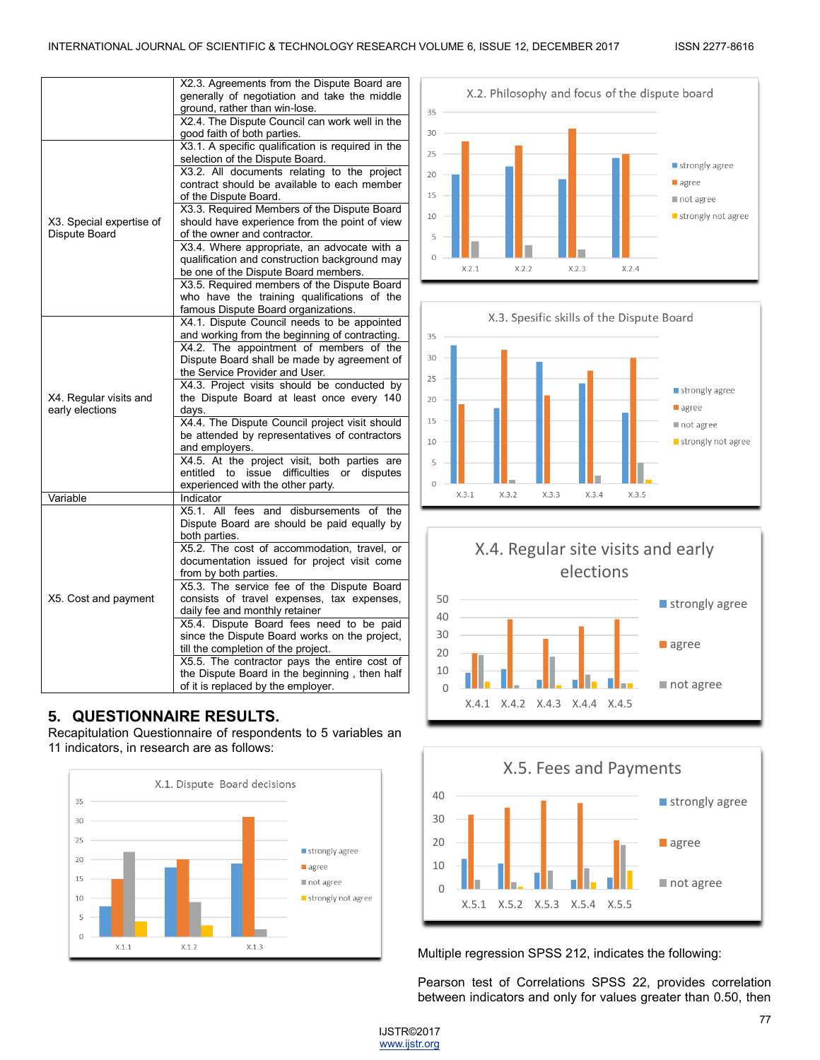| | |
|---|---|
| | X2.3. Agreements from the Dispute Board are generally of negotiation and take the middle ground, rather than win-lose. |
| | X2.4. The Dispute Council can work well in the good faith of both parties. |
| X3. Special expertise of Dispute Board | X3.1. A specific qualification is required in the selection of the Dispute Board. |
| | X3.2. All documents relating to the project contract should be available to each member of the Dispute Board. |
| | X3.3. Required Members of the Dispute Board should have experience from the point of view of the owner and contractor. |
| | X3.4. Where appropriate, an advocate with a qualification and construction background may be one of the Dispute Board members. |
| | X3.5. Required members of the Dispute Board who have the training qualifications of the famous Dispute Board organizations. |
| X4. Regular visits and early elections | X4.1. Dispute Council needs to be appointed and working from the beginning of contracting. |
| | X4.2. The appointment of members of the Dispute Board shall be made by agreement of the Service Provider and User. |
| | X4.3. Project visits should be conducted by the Dispute Board at least once every 140 days. |
| | X4.4. The Dispute Council project visit should be attended by representatives of contractors and employers. |
| | X4.5. At the project visit, both parties are entitled to issue difficulties or disputes experienced with the other party. |
| Variable | Indicator |
| X5. Cost and payment | X5.1. All fees and disbursements of the Dispute Board are should be paid equally by both parties. |
| | X5.2. The cost of accommodation, travel, or documentation issued for project visit come from by both parties. |
| | X5.3. The service fee of the Dispute Board consists of travel expenses, tax expenses, daily fee and monthly retainer |
| | X5.4. Dispute Board fees need to be paid since the Dispute Board works on the project, till the completion of the project. |
| | X5.5. The contractor pays the entire cost of the Dispute Board in the beginning , then half of it is replaced by the employer. |

## 5. QUESTIONNAIRE RESULTS.

Recapitulation Questionnaire of respondents to 5 variables an 11 indicators, in research are as follows:

Multiple regression SPSS 212, indicates the following:

Pearson test of Correlations SPSS 22, provides correlation between indicators and only for values greater than 0.50, then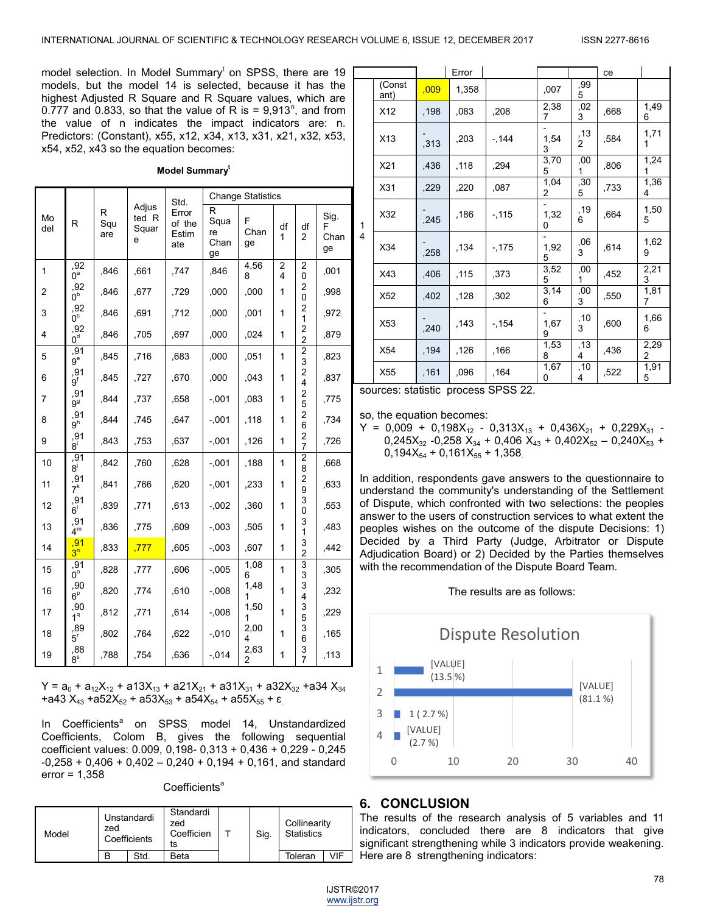model selection. In Model Summary[t] on SPSS, there are 19 models, but the model 14 is selected, because it has the highest Adjusted R Square and R Square values, which are 0.777 and 0.833, so that the value of R is = 9,913[n], and from the value of n indicates the impact indicators are: n. Predictors: (Constant), x55, x12, x34, x13, x31, x21, x32, x53, x54, x52, x43 so the equation becomes:

**Model Summary[t]**

| Model | R | R Square | Adjusted R Square | Std. Error of the Estimate | Change Statistics | | | | |
|---|---|---|---|---|---|---|---|---|---|
| | | | | | R Square Change | F Change | df1 | df2 | Sig. F Change |
| 1 | ,920[a] | ,846 | ,661 | ,747 | ,846 | 4,568 | 24 | 20 | ,001 |
| 2 | ,920[b] | ,846 | ,677 | ,729 | ,000 | ,000 | 1 | 20 | ,998 |
| 3 | ,920[c] | ,846 | ,691 | ,712 | ,000 | ,001 | 1 | 21 | ,972 |
| 4 | ,920[d] | ,846 | ,705 | ,697 | ,000 | ,024 | 1 | 22 | ,879 |
| 5 | ,919[e] | ,845 | ,716 | ,683 | ,000 | ,051 | 1 | 23 | ,823 |
| 6 | ,919[f] | ,845 | ,727 | ,670 | ,000 | ,043 | 1 | 24 | ,837 |
| 7 | ,919[g] | ,844 | ,737 | ,658 | -,001 | ,083 | 1 | 25 | ,775 |
| 8 | ,919[h] | ,844 | ,745 | ,647 | -,001 | ,118 | 1 | 26 | ,734 |
| 9 | ,918[i] | ,843 | ,753 | ,637 | -,001 | ,126 | 1 | 27 | ,726 |
| 10 | ,918[j] | ,842 | ,760 | ,628 | -,001 | ,188 | 1 | 28 | ,668 |
| 11 | ,917[k] | ,841 | ,766 | ,620 | -,001 | ,233 | 1 | 29 | ,633 |
| 12 | ,916[l] | ,839 | ,771 | ,613 | -,002 | ,360 | 1 | 30 | ,553 |
| 13 | ,914[m] | ,836 | ,775 | ,609 | -,003 | ,505 | 1 | 31 | ,483 |
| 14 | ,913[n] | ,833 | ,777 | ,605 | -,003 | ,607 | 1 | 32 | ,442 |
| 15 | ,910[o] | ,828 | ,777 | ,606 | -,005 | 1,086 | 1 | 33 | ,305 |
| 16 | ,906[p] | ,820 | ,774 | ,610 | -,008 | 1,481 | 1 | 34 | ,232 |
| 17 | ,901[q] | ,812 | ,771 | ,614 | -,008 | 1,501 | 1 | 35 | ,229 |
| 18 | ,895[r] | ,802 | ,764 | ,622 | -,010 | 2,004 | 1 | 36 | ,165 |
| 19 | ,888[s] | ,788 | ,754 | ,636 | -,014 | 2,632 | 1 | 37 | ,113 |

$$Y = a_0 + a_{12}X_{12} + a13X_{13} + a21X_{21} + a31X_{31} + a32X_{32} + a34\, X_{34} + a43\, X_{43} + a52X_{52} + a53X_{53} + a54X_{54} + a55X_{55} + \varepsilon$$

In Coefficients[a] on SPSS, model 14, Unstandardized Coefficients, Colom B, gives the following sequential coefficient values: 0.009, 0,198- 0,313 + 0,436 + 0,229 - 0,245 -0,258 + 0,406 + 0,402 – 0,240 + 0,194 + 0,161, and standard error = 1,358

**Coefficients[a]**

| Model | | Unstandardized Coefficients | | Standardized Coefficients | T | Sig. | Collinearity Statistics | |
|---|---|---|---|---|---|---|---|---|
| | | B | Std. Error | Beta | | | Tolerance | VIF |
| 14 | (Constant) | ,009 | 1,358 | | ,007 | ,995 | | |
| | X12 | ,198 | ,083 | ,208 | 2,387 | ,023 | ,668 | 1,496 |
| | X13 | -,313 | ,203 | -,144 | -1,543 | ,132 | ,584 | 1,711 |
| | X21 | ,436 | ,118 | ,294 | 3,705 | ,001 | ,806 | 1,241 |
| | X31 | ,229 | ,220 | ,087 | 1,042 | ,305 | ,733 | 1,364 |
| | X32 | -,245 | ,186 | -,115 | -1,320 | ,196 | ,664 | 1,505 |
| | X34 | -,258 | ,134 | -,175 | -1,925 | ,063 | ,614 | 1,629 |
| | X43 | ,406 | ,115 | ,373 | 3,525 | ,001 | ,452 | 2,213 |
| | X52 | ,402 | ,128 | ,302 | 3,146 | ,003 | ,550 | 1,817 |
| | X53 | -,240 | ,143 | -,154 | -1,679 | ,103 | ,600 | 1,666 |
| | X54 | ,194 | ,126 | ,166 | 1,538 | ,134 | ,436 | 2,292 |
| | X55 | ,161 | ,096 | ,164 | 1,670 | ,104 | ,522 | 1,915 |

sources: statistic process SPSS 22.

so, the equation becomes:

$$Y = 0{,}009 + 0{,}198X_{12} - 0{,}313X_{13} + 0{,}436X_{21} + 0{,}229X_{31} - 0{,}245X_{32} - 0{,}258\, X_{34} + 0{,}406\, X_{43} + 0{,}402X_{52} - 0{,}240X_{53} + 0{,}194X_{54} + 0{,}161X_{55} + 1{,}358$$

In addition, respondents gave answers to the questionnaire to understand the community's understanding of the Settlement of Dispute, which confronted with two selections: the peoples answer to the users of construction services to what extent the peoples wishes on the outcome of the dispute Decisions: 1) Decided by a Third Party (Judge, Arbitrator or Dispute Adjudication Board) or 2) Decided by the Parties themselves with the recommendation of the Dispute Board Team.

The results are as follows:

Dispute Resolution

| | Value |
|---|---|
| 1 | [VALUE] (13.5 %) |
| 2 | [VALUE] (81.1 %) |
| 3 | 1 ( 2.7 %) |
| 4 | [VALUE] (2.7 %) |

## 6. CONCLUSION

The results of the research analysis of 5 variables and 11 indicators, concluded there are 8 indicators that give significant strengthening while 3 indicators provide weakening. Here are 8 strengthening indicators: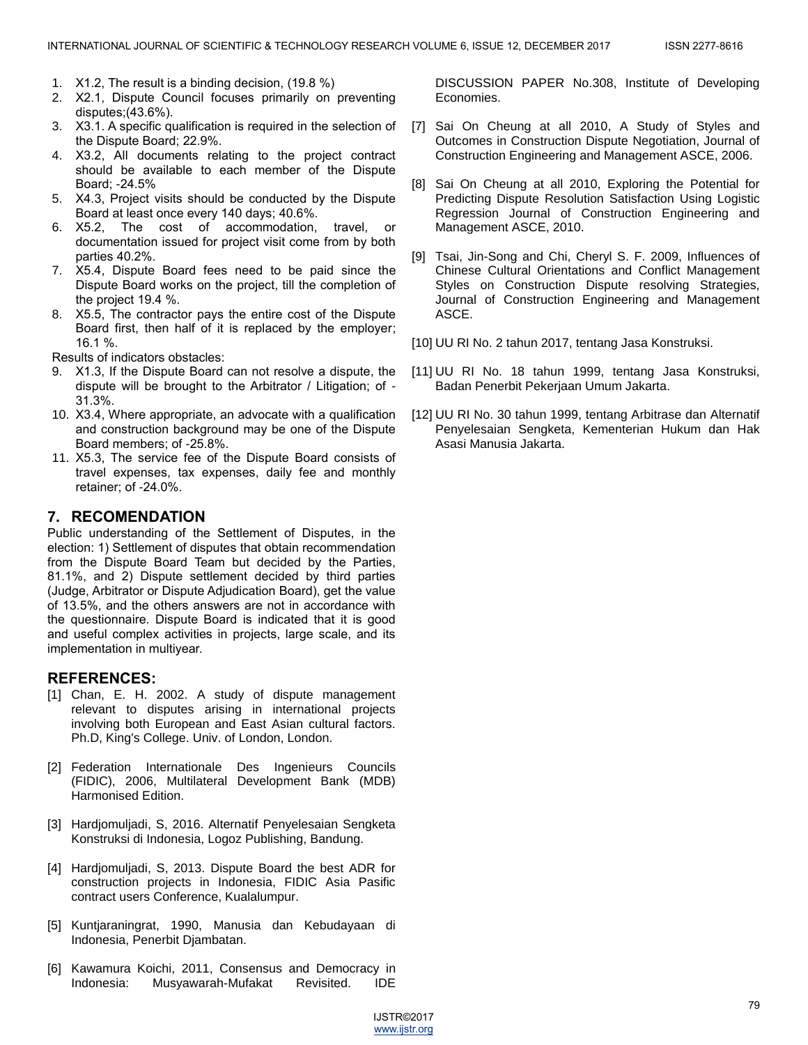1. X1.2, The result is a binding decision, (19.8 %)
2. X2.1, Dispute Council focuses primarily on preventing disputes;(43.6%).
3. X3.1. A specific qualification is required in the selection of the Dispute Board; 22.9%.
4. X3.2, All documents relating to the project contract should be available to each member of the Dispute Board; -24.5%
5. X4.3, Project visits should be conducted by the Dispute Board at least once every 140 days; 40.6%.
6. X5.2, The cost of accommodation, travel, or documentation issued for project visit come from by both parties 40.2%.
7. X5.4, Dispute Board fees need to be paid since the Dispute Board works on the project, till the completion of the project 19.4 %.
8. X5.5, The contractor pays the entire cost of the Dispute Board first, then half of it is replaced by the employer; 16.1 %.

Results of indicators obstacles:

9. X1.3, If the Dispute Board can not resolve a dispute, the dispute will be brought to the Arbitrator / Litigation; of -31.3%.
10. X3.4, Where appropriate, an advocate with a qualification and construction background may be one of the Dispute Board members; of -25.8%.
11. X5.3, The service fee of the Dispute Board consists of travel expenses, tax expenses, daily fee and monthly retainer; of -24.0%.

## 7. RECOMENDATION

Public understanding of the Settlement of Disputes, in the election: 1) Settlement of disputes that obtain recommendation from the Dispute Board Team but decided by the Parties, 81.1%, and 2) Dispute settlement decided by third parties (Judge, Arbitrator or Dispute Adjudication Board), get the value of 13.5%, and the others answers are not in accordance with the questionnaire. Dispute Board is indicated that it is good and useful complex activities in projects, large scale, and its implementation in multiyear.

## REFERENCES:

[1] Chan, E. H. 2002. A study of dispute management relevant to disputes arising in international projects involving both European and East Asian cultural factors. Ph.D, King's College. Univ. of London, London.

[2] Federation Internationale Des Ingenieurs Councils (FIDIC), 2006, Multilateral Development Bank (MDB) Harmonised Edition.

[3] Hardjomuljadi, S, 2016. Alternatif Penyelesaian Sengketa Konstruksi di Indonesia, Logoz Publishing, Bandung.

[4] Hardjomuljadi, S, 2013. Dispute Board the best ADR for construction projects in Indonesia, FIDIC Asia Pasific contract users Conference, Kualalumpur.

[5] Kuntjaraningrat, 1990, Manusia dan Kebudayaan di Indonesia, Penerbit Djambatan.

[6] Kawamura Koichi, 2011, Consensus and Democracy in Indonesia: Musyawarah-Mufakat Revisited. IDE DISCUSSION PAPER No.308, Institute of Developing Economies.

[7] Sai On Cheung at all 2010, A Study of Styles and Outcomes in Construction Dispute Negotiation, Journal of Construction Engineering and Management ASCE, 2006.

[8] Sai On Cheung at all 2010, Exploring the Potential for Predicting Dispute Resolution Satisfaction Using Logistic Regression Journal of Construction Engineering and Management ASCE, 2010.

[9] Tsai, Jin-Song and Chi, Cheryl S. F. 2009, Influences of Chinese Cultural Orientations and Conflict Management Styles on Construction Dispute resolving Strategies, Journal of Construction Engineering and Management ASCE.

[10] UU RI No. 2 tahun 2017, tentang Jasa Konstruksi.

[11] UU RI No. 18 tahun 1999, tentang Jasa Konstruksi, Badan Penerbit Pekerjaan Umum Jakarta.

[12] UU RI No. 30 tahun 1999, tentang Arbitrase dan Alternatif Penyelesaian Sengketa, Kementerian Hukum dan Hak Asasi Manusia Jakarta.